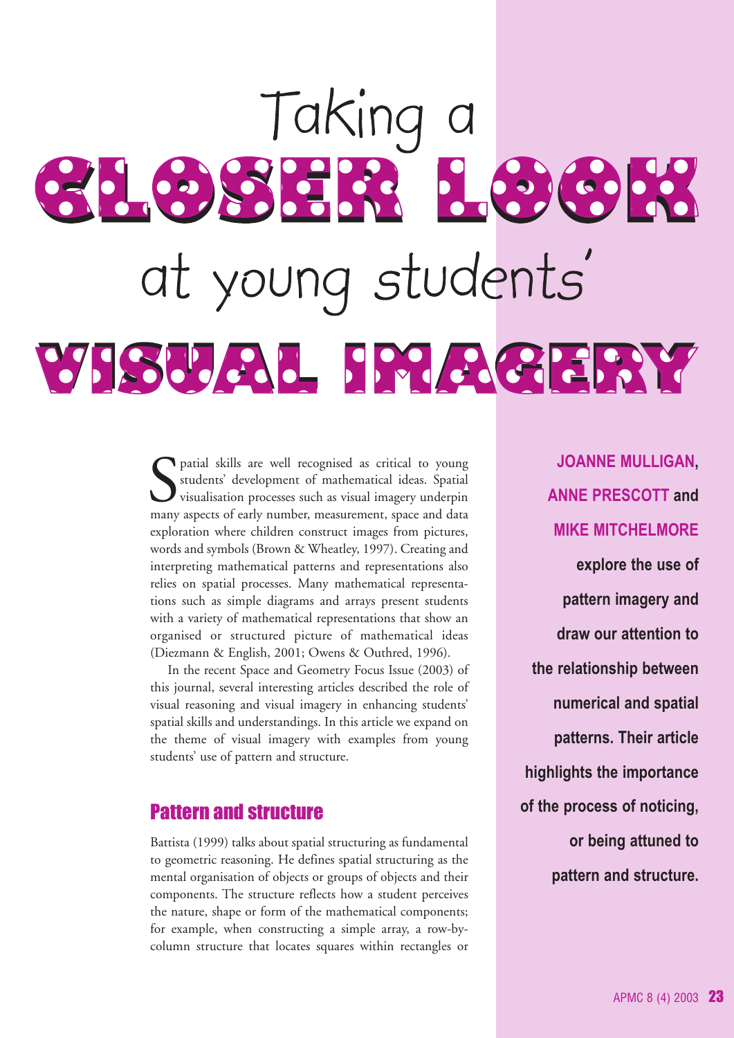# Taking a CLOSER LOOK at young students' VISUAL IMAGERY

**JOANNE MULLIGAN, ANNE PRESCOTT and MIKE MITCHELMORE explore the use of pattern imagery and draw our attention to the relationship between numerical and spatial patterns. Their article highlights the importance of the process of noticing, or being attuned to pattern and structure.**

Spatial skills are well recognised as critical to young students' development of mathematical ideas. Spatial visualisation processes such as visual imagery underpin many aspects of early number, measurement, space and data exploration where children construct images from pictures, words and symbols (Brown & Wheatley, 1997). Creating and interpreting mathematical patterns and representations also relies on spatial processes. Many mathematical representations such as simple diagrams and arrays present students with a variety of mathematical representations that show an organised or structured picture of mathematical ideas (Diezmann & English, 2001; Owens & Outhred, 1996).

In the recent Space and Geometry Focus Issue (2003) of this journal, several interesting articles described the role of visual reasoning and visual imagery in enhancing students' spatial skills and understandings. In this article we expand on the theme of visual imagery with examples from young students' use of pattern and structure.

## Pattern and structure

Battista (1999) talks about spatial structuring as fundamental to geometric reasoning. He defines spatial structuring as the mental organisation of objects or groups of objects and their components. The structure reflects how a student perceives the nature, shape or form of the mathematical components; for example, when constructing a simple array, a row-by-column structure that locates squares within rectangles or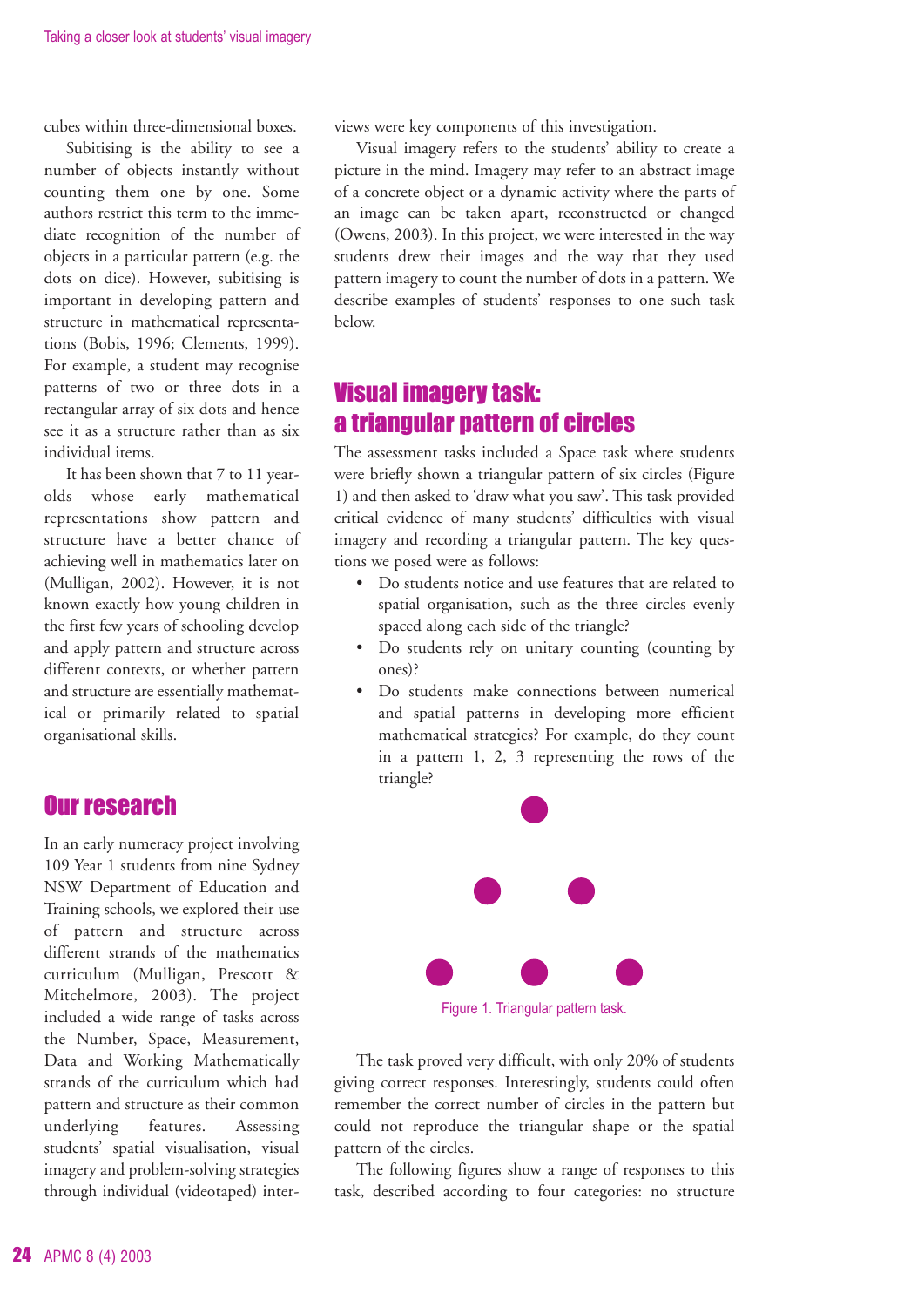cubes within three-dimensional boxes.

Subitising is the ability to see a number of objects instantly without counting them one by one. Some authors restrict this term to the immediate recognition of the number of objects in a particular pattern (e.g. the dots on dice). However, subitising is important in developing pattern and structure in mathematical representations (Bobis, 1996; Clements, 1999). For example, a student may recognise patterns of two or three dots in a rectangular array of six dots and hence see it as a structure rather than as six individual items.

It has been shown that 7 to 11 year-olds whose early mathematical representations show pattern and structure have a better chance of achieving well in mathematics later on (Mulligan, 2002). However, it is not known exactly how young children in the first few years of schooling develop and apply pattern and structure across different contexts, or whether pattern and structure are essentially mathematical or primarily related to spatial organisational skills.

## Our research

In an early numeracy project involving 109 Year 1 students from nine Sydney NSW Department of Education and Training schools, we explored their use of pattern and structure across different strands of the mathematics curriculum (Mulligan, Prescott & Mitchelmore, 2003). The project included a wide range of tasks across the Number, Space, Measurement, Data and Working Mathematically strands of the curriculum which had pattern and structure as their common underlying features. Assessing students' spatial visualisation, visual imagery and problem-solving strategies through individual (videotaped) interviews were key components of this investigation.

Visual imagery refers to the students' ability to create a picture in the mind. Imagery may refer to an abstract image of a concrete object or a dynamic activity where the parts of an image can be taken apart, reconstructed or changed (Owens, 2003). In this project, we were interested in the way students drew their images and the way that they used pattern imagery to count the number of dots in a pattern. We describe examples of students' responses to one such task below.

## Visual imagery task: a triangular pattern of circles

The assessment tasks included a Space task where students were briefly shown a triangular pattern of six circles (Figure 1) and then asked to 'draw what you saw'. This task provided critical evidence of many students' difficulties with visual imagery and recording a triangular pattern. The key questions we posed were as follows:

- Do students notice and use features that are related to spatial organisation, such as the three circles evenly spaced along each side of the triangle?
- Do students rely on unitary counting (counting by ones)?
- Do students make connections between numerical and spatial patterns in developing more efficient mathematical strategies? For example, do they count in a pattern 1, 2, 3 representing the rows of the triangle?

Figure 1. Triangular pattern task.

The task proved very difficult, with only 20% of students giving correct responses. Interestingly, students could often remember the correct number of circles in the pattern but could not reproduce the triangular shape or the spatial pattern of the circles.

The following figures show a range of responses to this task, described according to four categories: no structure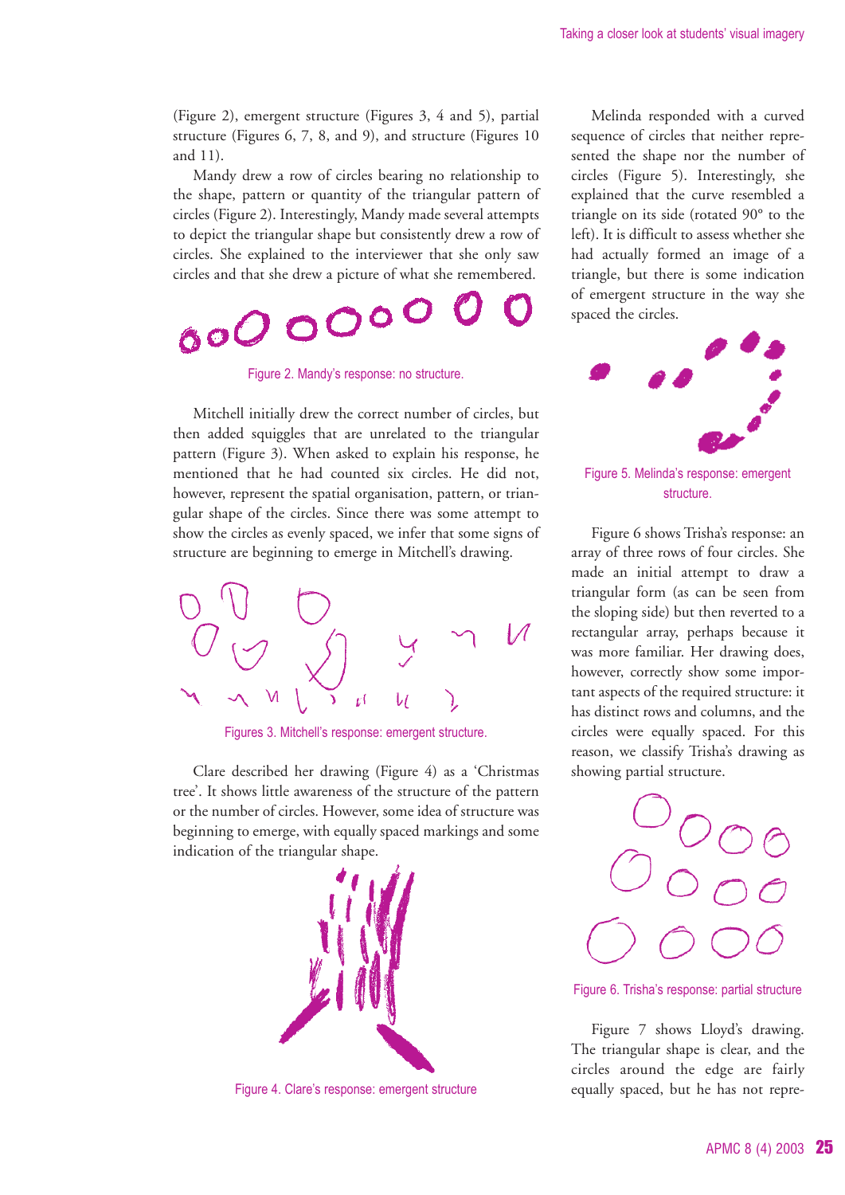(Figure 2), emergent structure (Figures 3, 4 and 5), partial structure (Figures 6, 7, 8, and 9), and structure (Figures 10 and 11).

Mandy drew a row of circles bearing no relationship to the shape, pattern or quantity of the triangular pattern of circles (Figure 2). Interestingly, Mandy made several attempts to depict the triangular shape but consistently drew a row of circles. She explained to the interviewer that she only saw circles and that she drew a picture of what she remembered.

Figure 2. Mandy's response: no structure.

Mitchell initially drew the correct number of circles, but then added squiggles that are unrelated to the triangular pattern (Figure 3). When asked to explain his response, he mentioned that he had counted six circles. He did not, however, represent the spatial organisation, pattern, or triangular shape of the circles. Since there was some attempt to show the circles as evenly spaced, we infer that some signs of structure are beginning to emerge in Mitchell's drawing.

Figures 3. Mitchell's response: emergent structure.

Clare described her drawing (Figure 4) as a 'Christmas tree'. It shows little awareness of the structure of the pattern or the number of circles. However, some idea of structure was beginning to emerge, with equally spaced markings and some indication of the triangular shape.

Figure 4. Clare's response: emergent structure

Melinda responded with a curved sequence of circles that neither represented the shape nor the number of circles (Figure 5). Interestingly, she explained that the curve resembled a triangle on its side (rotated 90° to the left). It is difficult to assess whether she had actually formed an image of a triangle, but there is some indication of emergent structure in the way she spaced the circles.

Figure 5. Melinda's response: emergent structure.

Figure 6 shows Trisha's response: an array of three rows of four circles. She made an initial attempt to draw a triangular form (as can be seen from the sloping side) but then reverted to a rectangular array, perhaps because it was more familiar. Her drawing does, however, correctly show some important aspects of the required structure: it has distinct rows and columns, and the circles were equally spaced. For this reason, we classify Trisha's drawing as showing partial structure.

Figure 6. Trisha's response: partial structure

Figure 7 shows Lloyd's drawing. The triangular shape is clear, and the circles around the edge are fairly equally spaced, but he has not repre-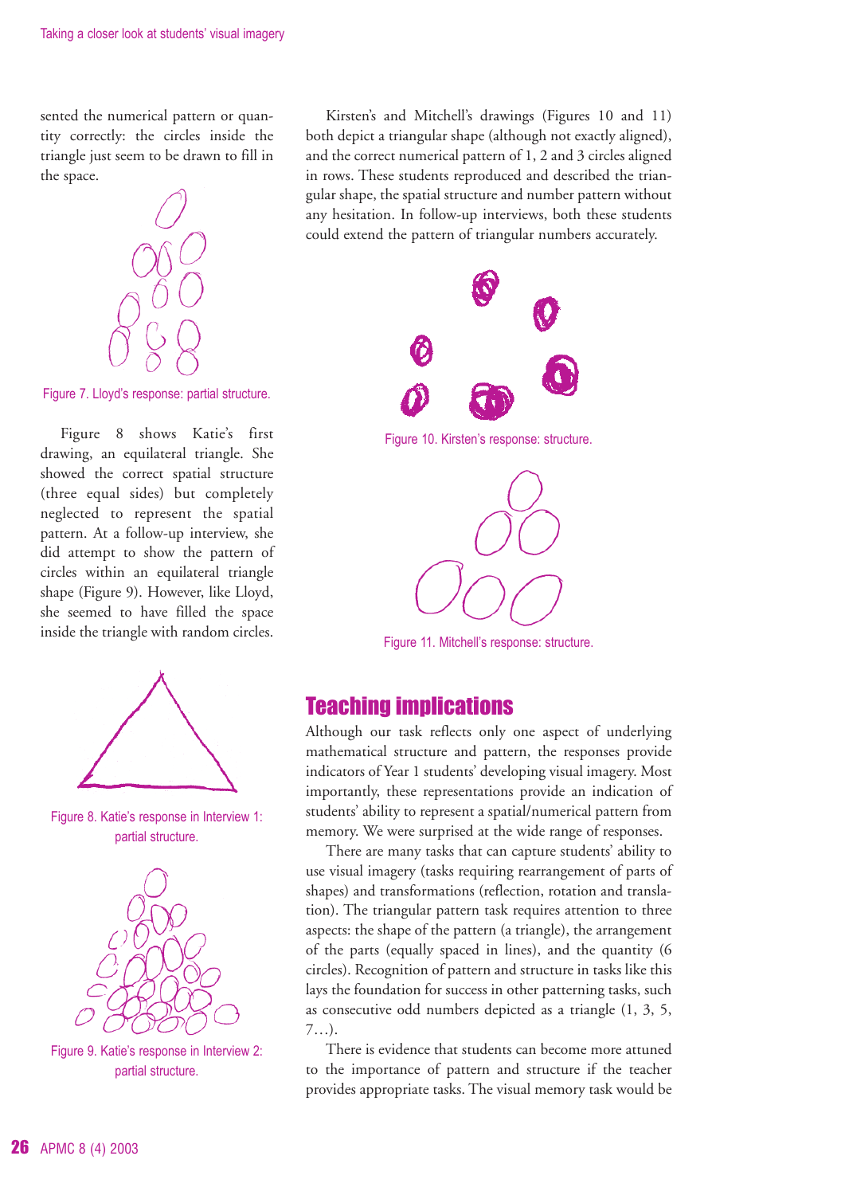sented the numerical pattern or quantity correctly: the circles inside the triangle just seem to be drawn to fill in the space.

Figure 7. Lloyd's response: partial structure.

Figure 8 shows Katie's first drawing, an equilateral triangle. She showed the correct spatial structure (three equal sides) but completely neglected to represent the spatial pattern. At a follow-up interview, she did attempt to show the pattern of circles within an equilateral triangle shape (Figure 9). However, like Lloyd, she seemed to have filled the space inside the triangle with random circles.

Figure 8. Katie's response in Interview 1: partial structure.

Figure 9. Katie's response in Interview 2: partial structure.

Kirsten's and Mitchell's drawings (Figures 10 and 11) both depict a triangular shape (although not exactly aligned), and the correct numerical pattern of 1, 2 and 3 circles aligned in rows. These students reproduced and described the triangular shape, the spatial structure and number pattern without any hesitation. In follow-up interviews, both these students could extend the pattern of triangular numbers accurately.

Figure 10. Kirsten's response: structure.

Figure 11. Mitchell's response: structure.

## Teaching implications

Although our task reflects only one aspect of underlying mathematical structure and pattern, the responses provide indicators of Year 1 students' developing visual imagery. Most importantly, these representations provide an indication of students' ability to represent a spatial/numerical pattern from memory. We were surprised at the wide range of responses.

There are many tasks that can capture students' ability to use visual imagery (tasks requiring rearrangement of parts of shapes) and transformations (reflection, rotation and translation). The triangular pattern task requires attention to three aspects: the shape of the pattern (a triangle), the arrangement of the parts (equally spaced in lines), and the quantity (6 circles). Recognition of pattern and structure in tasks like this lays the foundation for success in other patterning tasks, such as consecutive odd numbers depicted as a triangle (1, 3, 5, 7…).

There is evidence that students can become more attuned to the importance of pattern and structure if the teacher provides appropriate tasks. The visual memory task would be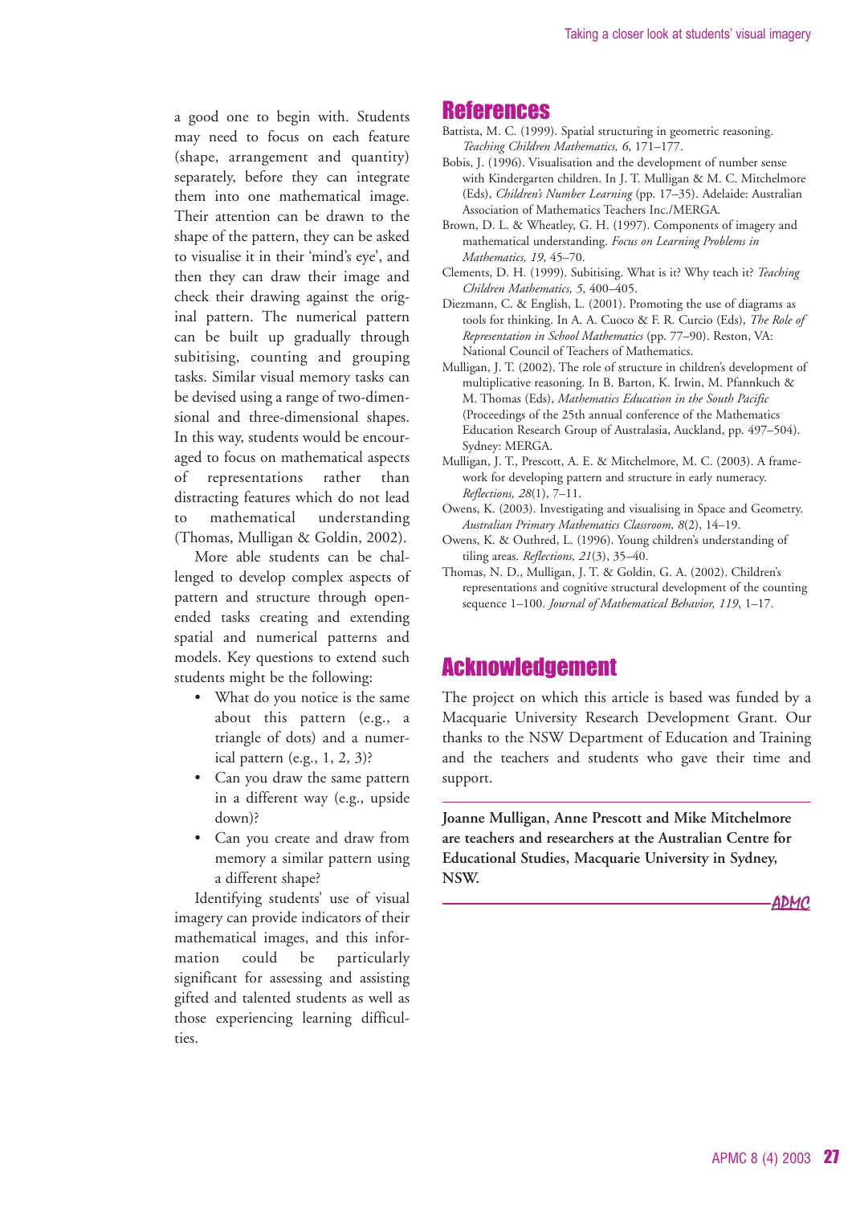a good one to begin with. Students may need to focus on each feature (shape, arrangement and quantity) separately, before they can integrate them into one mathematical image. Their attention can be drawn to the shape of the pattern, they can be asked to visualise it in their 'mind's eye', and then they can draw their image and check their drawing against the original pattern. The numerical pattern can be built up gradually through subitising, counting and grouping tasks. Similar visual memory tasks can be devised using a range of two-dimensional and three-dimensional shapes. In this way, students would be encouraged to focus on mathematical aspects of representations rather than distracting features which do not lead to mathematical understanding (Thomas, Mulligan & Goldin, 2002).

More able students can be challenged to develop complex aspects of pattern and structure through open-ended tasks creating and extending spatial and numerical patterns and models. Key questions to extend such students might be the following:

- What do you notice is the same about this pattern (e.g., a triangle of dots) and a numerical pattern (e.g., 1, 2, 3)?
- Can you draw the same pattern in a different way (e.g., upside down)?
- Can you create and draw from memory a similar pattern using a different shape?

Identifying students' use of visual imagery can provide indicators of their mathematical images, and this information could be particularly significant for assessing and assisting gifted and talented students as well as those experiencing learning difficulties.

## References

Battista, M. C. (1999). Spatial structuring in geometric reasoning. *Teaching Children Mathematics, 6*, 171–177.

Bobis, J. (1996). Visualisation and the development of number sense with Kindergarten children. In J. T. Mulligan & M. C. Mitchelmore (Eds), *Children's Number Learning* (pp. 17–35). Adelaide: Australian Association of Mathematics Teachers Inc./MERGA.

Brown, D. L. & Wheatley, G. H. (1997). Components of imagery and mathematical understanding. *Focus on Learning Problems in Mathematics, 19*, 45–70.

Clements, D. H. (1999). Subitising. What is it? Why teach it? *Teaching Children Mathematics, 5*, 400–405.

Diezmann, C. & English, L. (2001). Promoting the use of diagrams as tools for thinking. In A. A. Cuoco & F. R. Curcio (Eds), *The Role of Representation in School Mathematics* (pp. 77–90). Reston, VA: National Council of Teachers of Mathematics.

Mulligan, J. T. (2002). The role of structure in children's development of multiplicative reasoning. In B. Barton, K. Irwin, M. Pfannkuch & M. Thomas (Eds), *Mathematics Education in the South Pacific* (Proceedings of the 25th annual conference of the Mathematics Education Research Group of Australasia, Auckland, pp. 497–504). Sydney: MERGA.

Mulligan, J. T., Prescott, A. E. & Mitchelmore, M. C. (2003). A framework for developing pattern and structure in early numeracy. *Reflections, 28*(1), 7–11.

Owens, K. (2003). Investigating and visualising in Space and Geometry. *Australian Primary Mathematics Classroom, 8*(2), 14–19.

Owens, K. & Outhred, L. (1996). Young children's understanding of tiling areas. *Reflections, 21*(3), 35–40.

Thomas, N. D., Mulligan, J. T. & Goldin, G. A. (2002). Children's representations and cognitive structural development of the counting sequence 1–100. *Journal of Mathematical Behavior, 119*, 1–17.

## Acknowledgement

The project on which this article is based was funded by a Macquarie University Research Development Grant. Our thanks to the NSW Department of Education and Training and the teachers and students who gave their time and support.

**Joanne Mulligan, Anne Prescott and Mike Mitchelmore are teachers and researchers at the Australian Centre for Educational Studies, Macquarie University in Sydney, NSW.**

APMC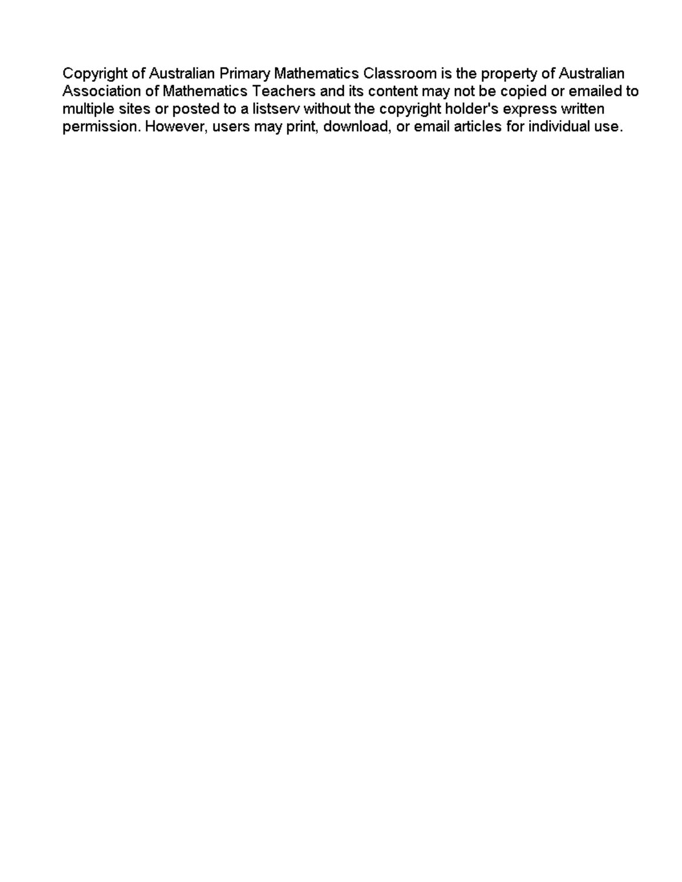Copyright of Australian Primary Mathematics Classroom is the property of Australian Association of Mathematics Teachers and its content may not be copied or emailed to multiple sites or posted to a listserv without the copyright holder's express written permission. However, users may print, download, or email articles for individual use.